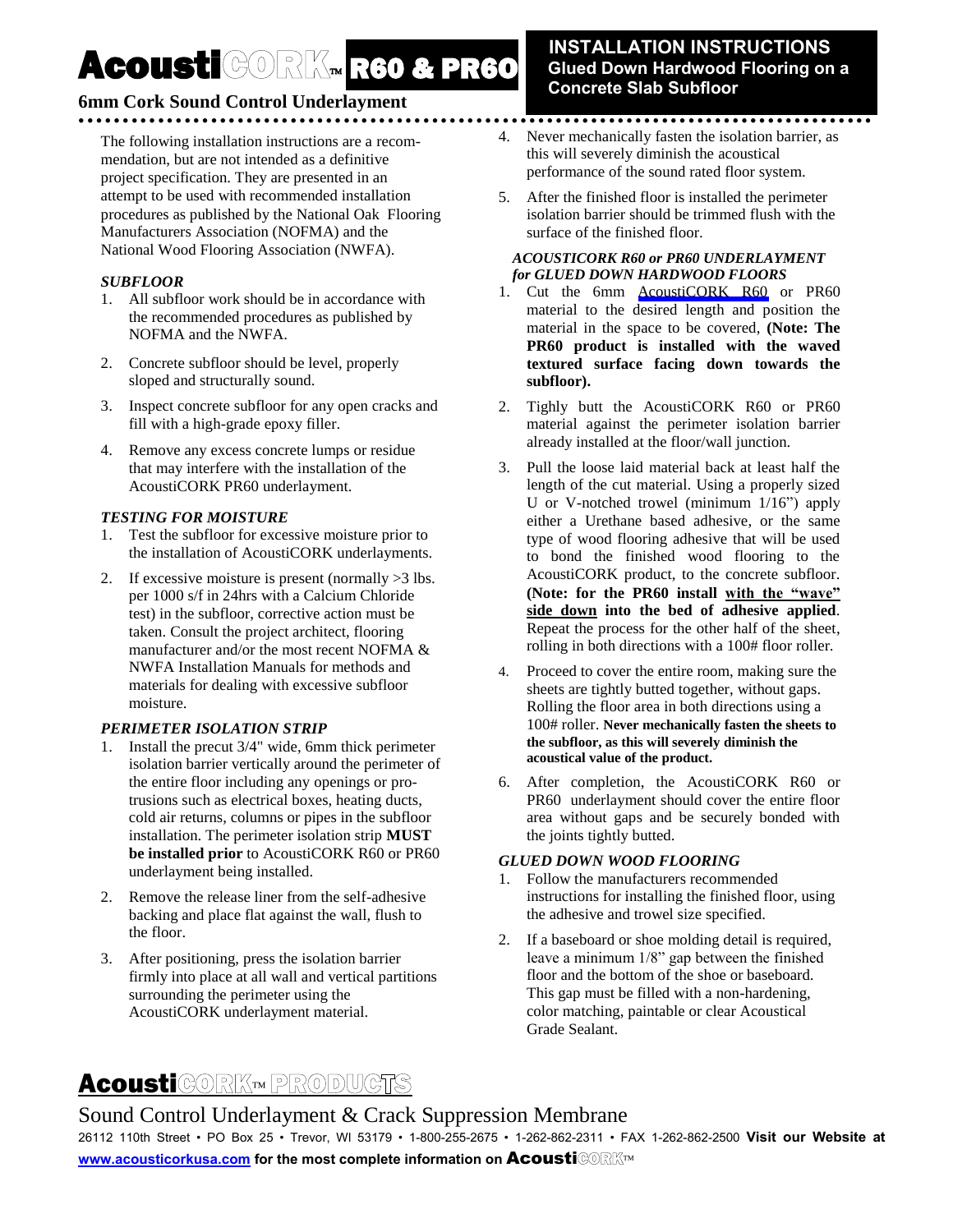# AcoustiCORK™ R60 & PR60

**6mm Cork Sound Control Underlayment**

## INSTALLATION INSTRUCTIONS
**Glued Down Hardwood Flooring on a Concrete Slab Subfloor**

The following installation instructions are a recommendation, but are not intended as a definitive project specification. They are presented in an attempt to be used with recommended installation procedures as published by the National Oak Flooring Manufacturers Association (NOFMA) and the National Wood Flooring Association (NWFA).

### *SUBFLOOR*

1. All subfloor work should be in accordance with the recommended procedures as published by NOFMA and the NWFA.
2. Concrete subfloor should be level, properly sloped and structurally sound.
3. Inspect concrete subfloor for any open cracks and fill with a high-grade epoxy filler.
4. Remove any excess concrete lumps or residue that may interfere with the installation of the AcoustiCORK PR60 underlayment.

### *TESTING FOR MOISTURE*

1. Test the subfloor for excessive moisture prior to the installation of AcoustiCORK underlayments.
2. If excessive moisture is present (normally >3 lbs. per 1000 s/f in 24hrs with a Calcium Chloride test) in the subfloor, corrective action must be taken. Consult the project architect, flooring manufacturer and/or the most recent NOFMA & NWFA Installation Manuals for methods and materials for dealing with excessive subfloor moisture.

### *PERIMETER ISOLATION STRIP*

1. Install the precut 3/4" wide, 6mm thick perimeter isolation barrier vertically around the perimeter of the entire floor including any openings or protrusions such as electrical boxes, heating ducts, cold air returns, columns or pipes in the subfloor installation. The perimeter isolation strip **MUST be installed prior** to AcoustiCORK R60 or PR60 underlayment being installed.
2. Remove the release liner from the self-adhesive backing and place flat against the wall, flush to the floor.
3. After positioning, press the isolation barrier firmly into place at all wall and vertical partitions surrounding the perimeter using the AcoustiCORK underlayment material.
4. Never mechanically fasten the isolation barrier, as this will severely diminish the acoustical performance of the sound rated floor system.
5. After the finished floor is installed the perimeter isolation barrier should be trimmed flush with the surface of the finished floor.

### *ACOUSTICORK R60 or PR60 UNDERLAYMENT for GLUED DOWN HARDWOOD FLOORS*

1. Cut the 6mm AcoustiCORK R60 or PR60 material to the desired length and position the material in the space to be covered, **(Note: The PR60 product is installed with the waved textured surface facing down towards the subfloor).**
2. Tighly butt the AcoustiCORK R60 or PR60 material against the perimeter isolation barrier already installed at the floor/wall junction.
3. Pull the loose laid material back at least half the length of the cut material. Using a properly sized U or V-notched trowel (minimum 1/16") apply either a Urethane based adhesive, or the same type of wood flooring adhesive that will be used to bond the finished wood flooring to the AcoustiCORK product, to the concrete subfloor. **(Note: for the PR60 install with the "wave" side down into the bed of adhesive applied**. Repeat the process for the other half of the sheet, rolling in both directions with a 100# floor roller.
4. Proceed to cover the entire room, making sure the sheets are tightly butted together, without gaps. Rolling the floor area in both directions using a 100# roller. **Never mechanically fasten the sheets to the subfloor, as this will severely diminish the acoustical value of the product.**
6. After completion, the AcoustiCORK R60 or PR60 underlayment should cover the entire floor area without gaps and be securely bonded with the joints tightly butted.

### *GLUED DOWN WOOD FLOORING*

1. Follow the manufacturers recommended instructions for installing the finished floor, using the adhesive and trowel size specified.
2. If a baseboard or shoe molding detail is required, leave a minimum 1/8" gap between the finished floor and the bottom of the shoe or baseboard. This gap must be filled with a non-hardening, color matching, paintable or clear Acoustical Grade Sealant.

## AcoustiCORK™ PRODUCTS

Sound Control Underlayment & Crack Suppression Membrane

26112 110th Street • PO Box 25 • Trevor, WI 53179 • 1-800-255-2675 • 1-262-862-2311 • FAX 1-262-862-2500 **Visit our Website at www.acousticorkusa.com for the most complete information on AcoustiCORK™**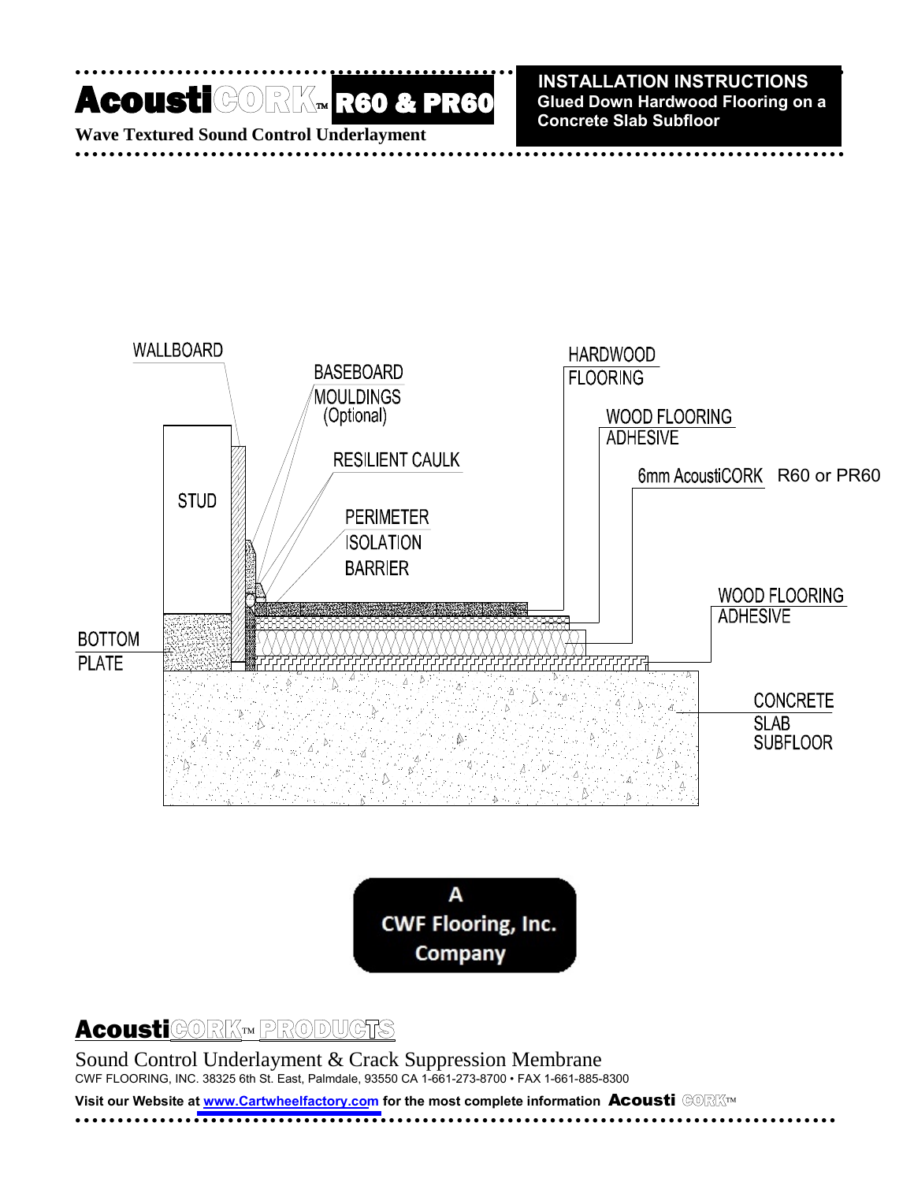# AcoustiCORK™ R60 & PR60

**Wave Textured Sound Control Underlayment**

**INSTALLATION INSTRUCTIONS**
**Glued Down Hardwood Flooring on a Concrete Slab Subfloor**

WALLBOARD
BASEBOARD MOULDINGS (Optional)
RESILIENT CAULK
PERIMETER ISOLATION BARRIER
STUD
BOTTOM PLATE
HARDWOOD FLOORING
WOOD FLOORING ADHESIVE
6mm AcoustiCORK R60 or PR60
WOOD FLOORING ADHESIVE
CONCRETE SLAB SUBFLOOR

**A CWF Flooring, Inc. Company**

## AcoustiCORK™ PRODUCTS

Sound Control Underlayment & Crack Suppression Membrane

CWF FLOORING, INC. 38325 6th St. East, Palmdale, 93550 CA 1-661-273-8700 • FAX 1-661-885-8300

**Visit our Website at www.Cartwheelfactory.com for the most complete information AcoustiCORK™**